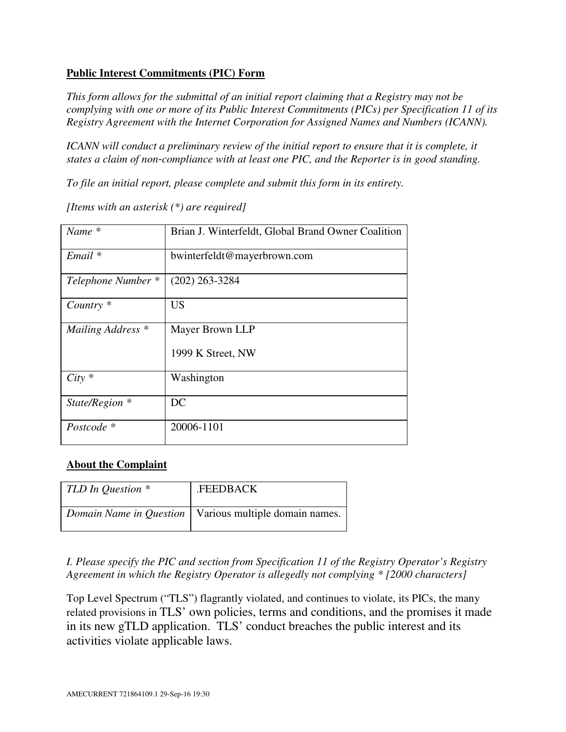**Public Interest Commitments (PIC) Form**

*This form allows for the submittal of an initial report claiming that a Registry may not be complying with one or more of its Public Interest Commitments (PICs) per Specification 11 of its Registry Agreement with the Internet Corporation for Assigned Names and Numbers (ICANN).*

*ICANN will conduct a preliminary review of the initial report to ensure that it is complete, it states a claim of non-compliance with at least one PIC, and the Reporter is in good standing.*

*To file an initial report, please complete and submit this form in its entirety.*

*[Items with an asterisk (*) are required]*

| | |
|---|---|
| *Name* * | Brian J. Winterfeldt, Global Brand Owner Coalition |
| *Email* * | bwinterfeldt@mayerbrown.com |
| *Telephone Number* * | (202) 263-3284 |
| *Country* * | US |
| *Mailing Address* * | Mayer Brown LLP<br>1999 K Street, NW |
| *City* * | Washington |
| *State/Region* * | DC |
| *Postcode* * | 20006-1101 |

**About the Complaint**

| | |
|---|---|
| *TLD In Question* * | .FEEDBACK |
| *Domain Name in Question* | Various multiple domain names. |

*I. Please specify the PIC and section from Specification 11 of the Registry Operator's Registry Agreement in which the Registry Operator is allegedly not complying * [2000 characters]*

Top Level Spectrum ("TLS") flagrantly violated, and continues to violate, its PICs, the many related provisions in TLS' own policies, terms and conditions, and the promises it made in its new gTLD application. TLS' conduct breaches the public interest and its activities violate applicable laws.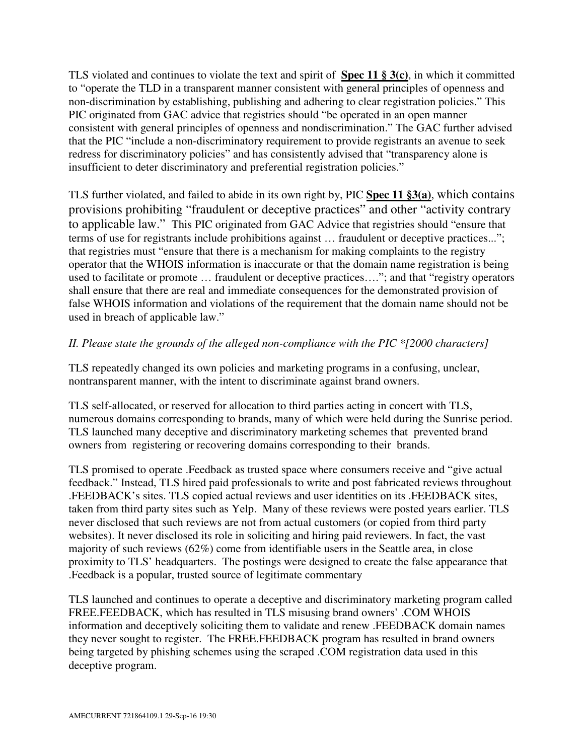TLS violated and continues to violate the text and spirit of **Spec 11 § 3(c)**, in which it committed to "operate the TLD in a transparent manner consistent with general principles of openness and non-discrimination by establishing, publishing and adhering to clear registration policies." This PIC originated from GAC advice that registries should "be operated in an open manner consistent with general principles of openness and nondiscrimination." The GAC further advised that the PIC "include a non-discriminatory requirement to provide registrants an avenue to seek redress for discriminatory policies" and has consistently advised that "transparency alone is insufficient to deter discriminatory and preferential registration policies."

TLS further violated, and failed to abide in its own right by, PIC **Spec 11 §3(a)**, which contains provisions prohibiting "fraudulent or deceptive practices" and other "activity contrary to applicable law." This PIC originated from GAC Advice that registries should "ensure that terms of use for registrants include prohibitions against … fraudulent or deceptive practices..."; that registries must "ensure that there is a mechanism for making complaints to the registry operator that the WHOIS information is inaccurate or that the domain name registration is being used to facilitate or promote … fraudulent or deceptive practices…."; and that "registry operators shall ensure that there are real and immediate consequences for the demonstrated provision of false WHOIS information and violations of the requirement that the domain name should not be used in breach of applicable law."

*II. Please state the grounds of the alleged non-compliance with the PIC *[2000 characters]*

TLS repeatedly changed its own policies and marketing programs in a confusing, unclear, nontransparent manner, with the intent to discriminate against brand owners.

TLS self-allocated, or reserved for allocation to third parties acting in concert with TLS, numerous domains corresponding to brands, many of which were held during the Sunrise period. TLS launched many deceptive and discriminatory marketing schemes that prevented brand owners from registering or recovering domains corresponding to their brands.

TLS promised to operate .Feedback as trusted space where consumers receive and "give actual feedback." Instead, TLS hired paid professionals to write and post fabricated reviews throughout .FEEDBACK's sites. TLS copied actual reviews and user identities on its .FEEDBACK sites, taken from third party sites such as Yelp. Many of these reviews were posted years earlier. TLS never disclosed that such reviews are not from actual customers (or copied from third party websites). It never disclosed its role in soliciting and hiring paid reviewers. In fact, the vast majority of such reviews (62%) come from identifiable users in the Seattle area, in close proximity to TLS' headquarters. The postings were designed to create the false appearance that .Feedback is a popular, trusted source of legitimate commentary

TLS launched and continues to operate a deceptive and discriminatory marketing program called FREE.FEEDBACK, which has resulted in TLS misusing brand owners' .COM WHOIS information and deceptively soliciting them to validate and renew .FEEDBACK domain names they never sought to register. The FREE.FEEDBACK program has resulted in brand owners being targeted by phishing schemes using the scraped .COM registration data used in this deceptive program.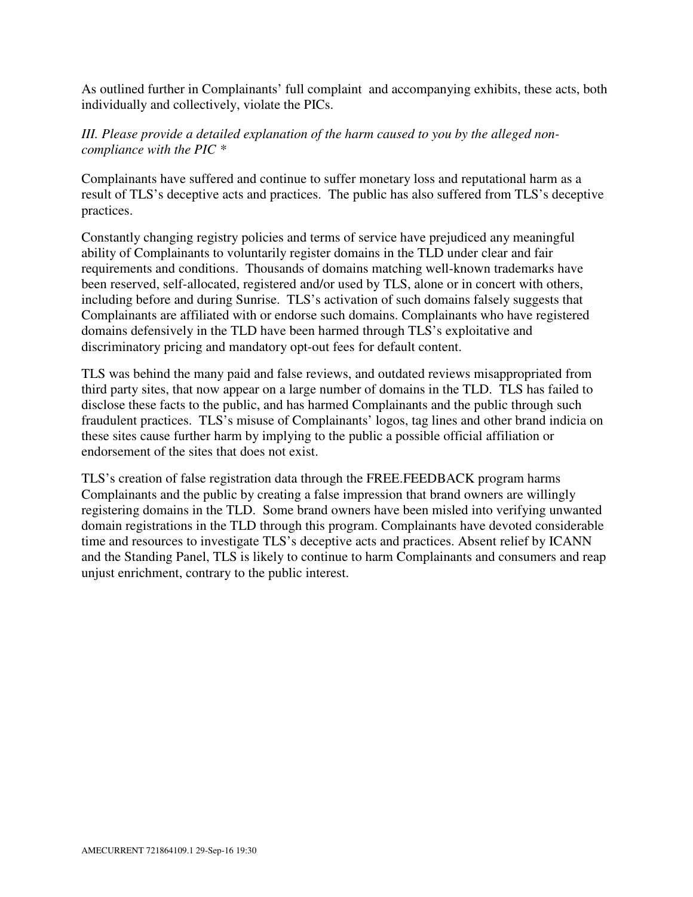As outlined further in Complainants' full complaint and accompanying exhibits, these acts, both individually and collectively, violate the PICs.

*III. Please provide a detailed explanation of the harm caused to you by the alleged non-compliance with the PIC **

Complainants have suffered and continue to suffer monetary loss and reputational harm as a result of TLS's deceptive acts and practices. The public has also suffered from TLS's deceptive practices.

Constantly changing registry policies and terms of service have prejudiced any meaningful ability of Complainants to voluntarily register domains in the TLD under clear and fair requirements and conditions. Thousands of domains matching well-known trademarks have been reserved, self-allocated, registered and/or used by TLS, alone or in concert with others, including before and during Sunrise. TLS's activation of such domains falsely suggests that Complainants are affiliated with or endorse such domains. Complainants who have registered domains defensively in the TLD have been harmed through TLS's exploitative and discriminatory pricing and mandatory opt-out fees for default content.

TLS was behind the many paid and false reviews, and outdated reviews misappropriated from third party sites, that now appear on a large number of domains in the TLD. TLS has failed to disclose these facts to the public, and has harmed Complainants and the public through such fraudulent practices. TLS's misuse of Complainants' logos, tag lines and other brand indicia on these sites cause further harm by implying to the public a possible official affiliation or endorsement of the sites that does not exist.

TLS's creation of false registration data through the FREE.FEEDBACK program harms Complainants and the public by creating a false impression that brand owners are willingly registering domains in the TLD. Some brand owners have been misled into verifying unwanted domain registrations in the TLD through this program. Complainants have devoted considerable time and resources to investigate TLS's deceptive acts and practices. Absent relief by ICANN and the Standing Panel, TLS is likely to continue to harm Complainants and consumers and reap unjust enrichment, contrary to the public interest.

AMECURRENT 721864109.1 29-Sep-16 19:30